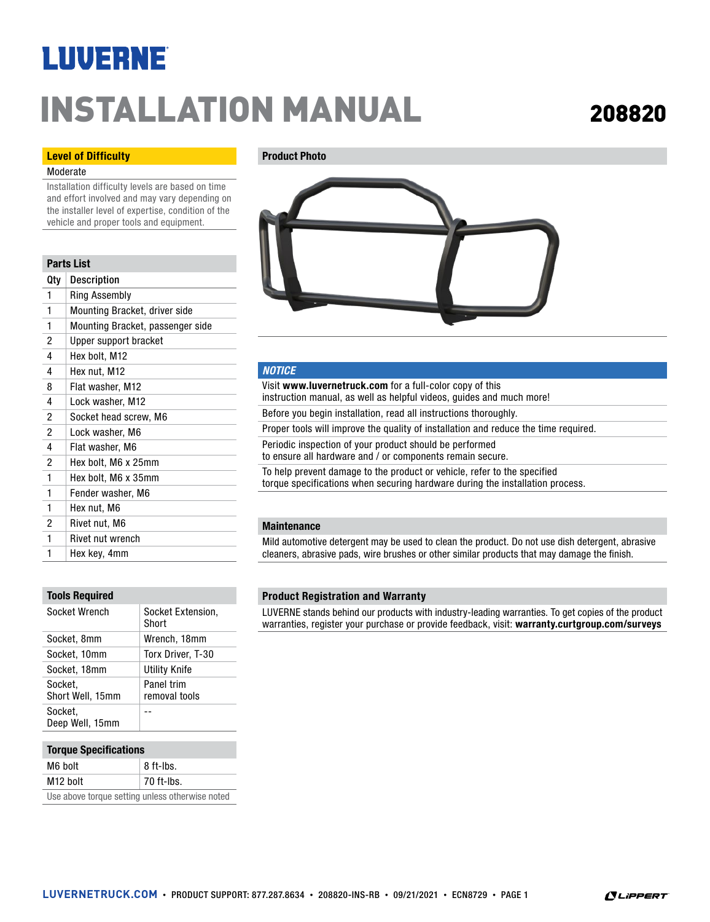# LUVERNE

# INSTALLATION MANUAL

## 208820

### Level of Difficulty

Moderate

Installation difficulty levels are based on time and effort involved and may vary depending on the installer level of expertise, condition of the vehicle and proper tools and equipment.

### Parts List

| Qty | Description |
|---|---|
| 1 | Ring Assembly |
| 1 | Mounting Bracket, driver side |
| 1 | Mounting Bracket, passenger side |
| 2 | Upper support bracket |
| 4 | Hex bolt, M12 |
| 4 | Hex nut, M12 |
| 8 | Flat washer, M12 |
| 4 | Lock washer, M12 |
| 2 | Socket head screw, M6 |
| 2 | Lock washer, M6 |
| 4 | Flat washer, M6 |
| 2 | Hex bolt, M6 x 25mm |
| 1 | Hex bolt, M6 x 35mm |
| 1 | Fender washer, M6 |
| 1 | Hex nut, M6 |
| 2 | Rivet nut, M6 |
| 1 | Rivet nut wrench |
| 1 | Hex key, 4mm |

### Tools Required

| | |
|---|---|
| Socket Wrench | Socket Extension, Short |
| Socket, 8mm | Wrench, 18mm |
| Socket, 10mm | Torx Driver, T-30 |
| Socket, 18mm | Utility Knife |
| Socket, Short Well, 15mm | Panel trim removal tools |
| Socket, Deep Well, 15mm | -- |

### Torque Specifications

| | |
|---|---|
| M6 bolt | 8 ft-lbs. |
| M12 bolt | 70 ft-lbs. |

Use above torque setting unless otherwise noted

### Product Photo

### *NOTICE*

Visit **www.luvernetruck.com** for a full-color copy of this instruction manual, as well as helpful videos, guides and much more!

Before you begin installation, read all instructions thoroughly.

Proper tools will improve the quality of installation and reduce the time required.

Periodic inspection of your product should be performed to ensure all hardware and / or components remain secure.

To help prevent damage to the product or vehicle, refer to the specified torque specifications when securing hardware during the installation process.

### Maintenance

Mild automotive detergent may be used to clean the product. Do not use dish detergent, abrasive cleaners, abrasive pads, wire brushes or other similar products that may damage the finish.

### Product Registration and Warranty

LUVERNE stands behind our products with industry-leading warranties. To get copies of the product warranties, register your purchase or provide feedback, visit: **warranty.curtgroup.com/surveys**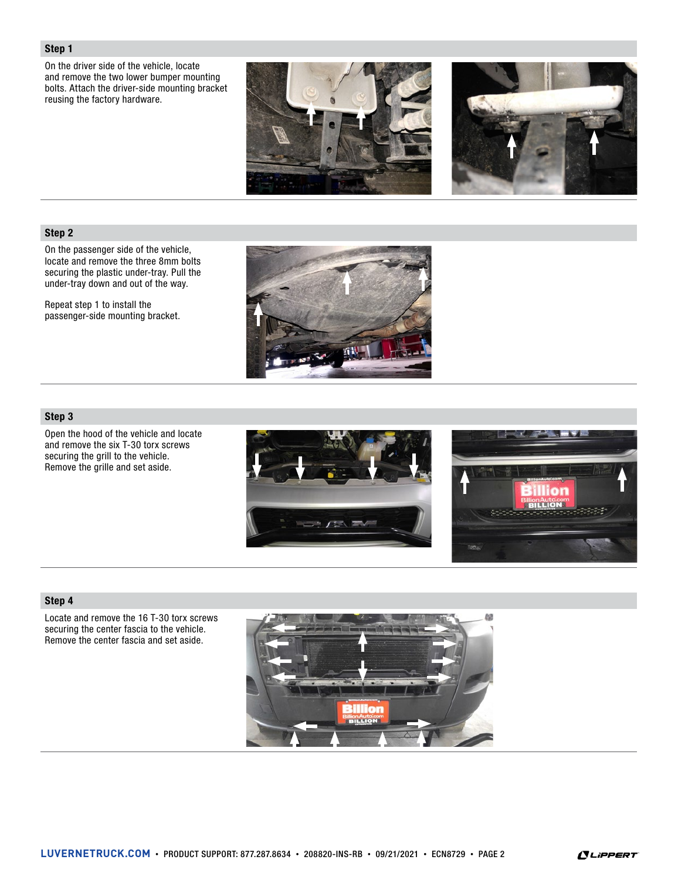## Step 1

On the driver side of the vehicle, locate and remove the two lower bumper mounting bolts. Attach the driver-side mounting bracket reusing the factory hardware.

## Step 2

On the passenger side of the vehicle, locate and remove the three 8mm bolts securing the plastic under-tray. Pull the under-tray down and out of the way.

Repeat step 1 to install the passenger-side mounting bracket.

## Step 3

Open the hood of the vehicle and locate and remove the six T-30 torx screws securing the grill to the vehicle. Remove the grille and set aside.

## Step 4

Locate and remove the 16 T-30 torx screws securing the center fascia to the vehicle. Remove the center fascia and set aside.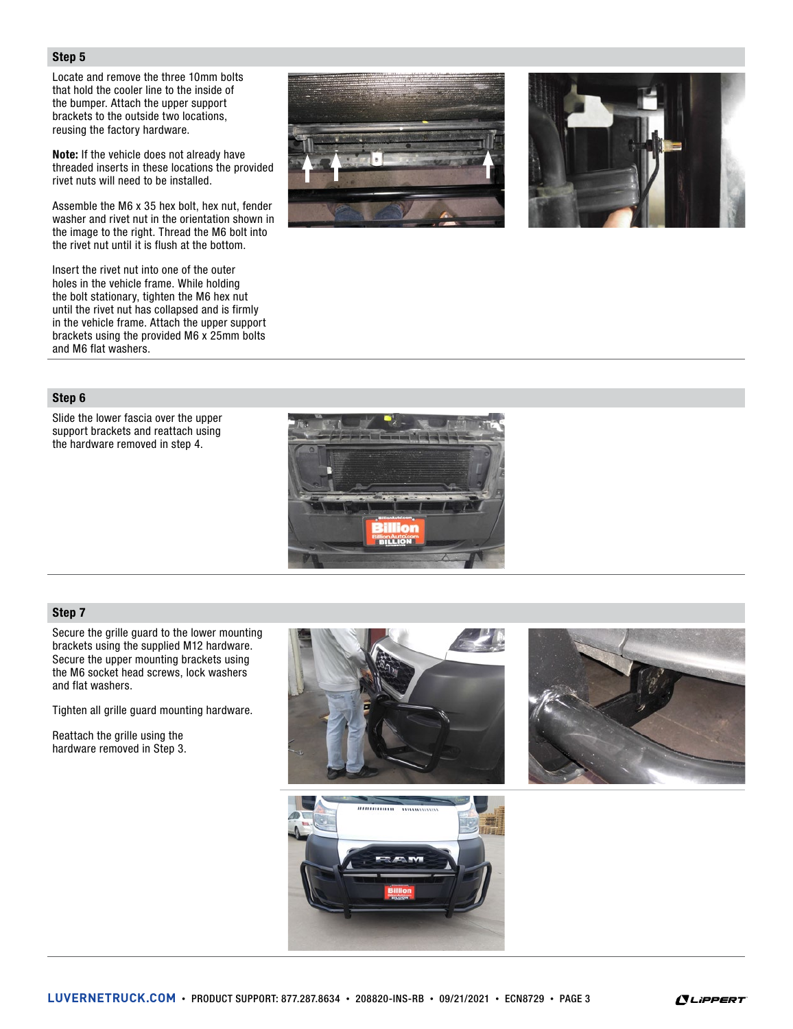## Step 5

Locate and remove the three 10mm bolts that hold the cooler line to the inside of the bumper. Attach the upper support brackets to the outside two locations, reusing the factory hardware.

**Note:** If the vehicle does not already have threaded inserts in these locations the provided rivet nuts will need to be installed.

Assemble the M6 x 35 hex bolt, hex nut, fender washer and rivet nut in the orientation shown in the image to the right. Thread the M6 bolt into the rivet nut until it is flush at the bottom.

Insert the rivet nut into one of the outer holes in the vehicle frame. While holding the bolt stationary, tighten the M6 hex nut until the rivet nut has collapsed and is firmly in the vehicle frame. Attach the upper support brackets using the provided M6 x 25mm bolts and M6 flat washers.

## Step 6

Slide the lower fascia over the upper support brackets and reattach using the hardware removed in step 4.

## Step 7

Secure the grille guard to the lower mounting brackets using the supplied M12 hardware. Secure the upper mounting brackets using the M6 socket head screws, lock washers and flat washers.

Tighten all grille guard mounting hardware.

Reattach the grille using the hardware removed in Step 3.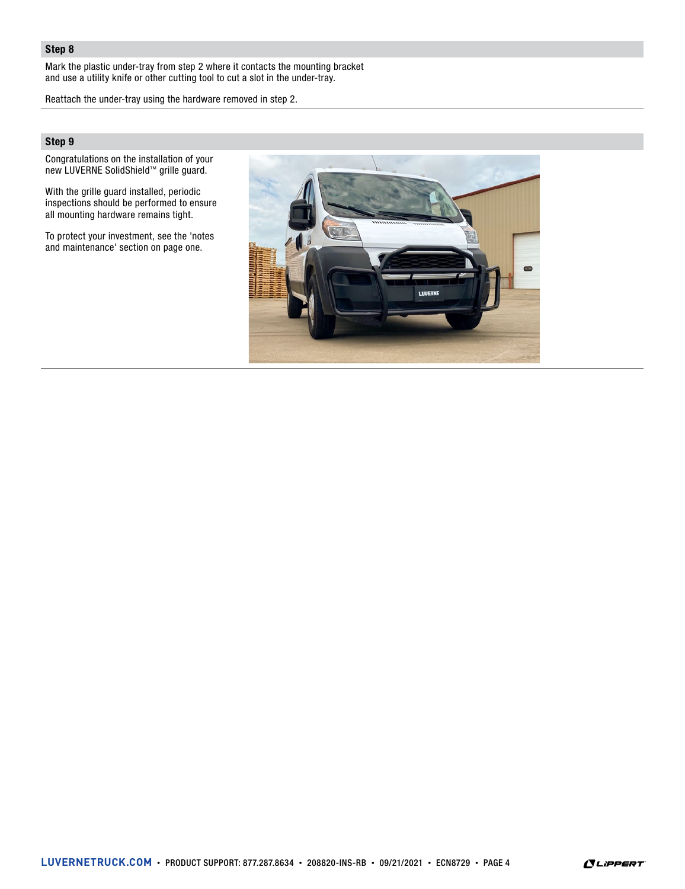## Step 8

Mark the plastic under-tray from step 2 where it contacts the mounting bracket and use a utility knife or other cutting tool to cut a slot in the under-tray.

Reattach the under-tray using the hardware removed in step 2.

## Step 9

Congratulations on the installation of your new LUVERNE SolidShield™ grille guard.

With the grille guard installed, periodic inspections should be performed to ensure all mounting hardware remains tight.

To protect your investment, see the 'notes and maintenance' section on page one.